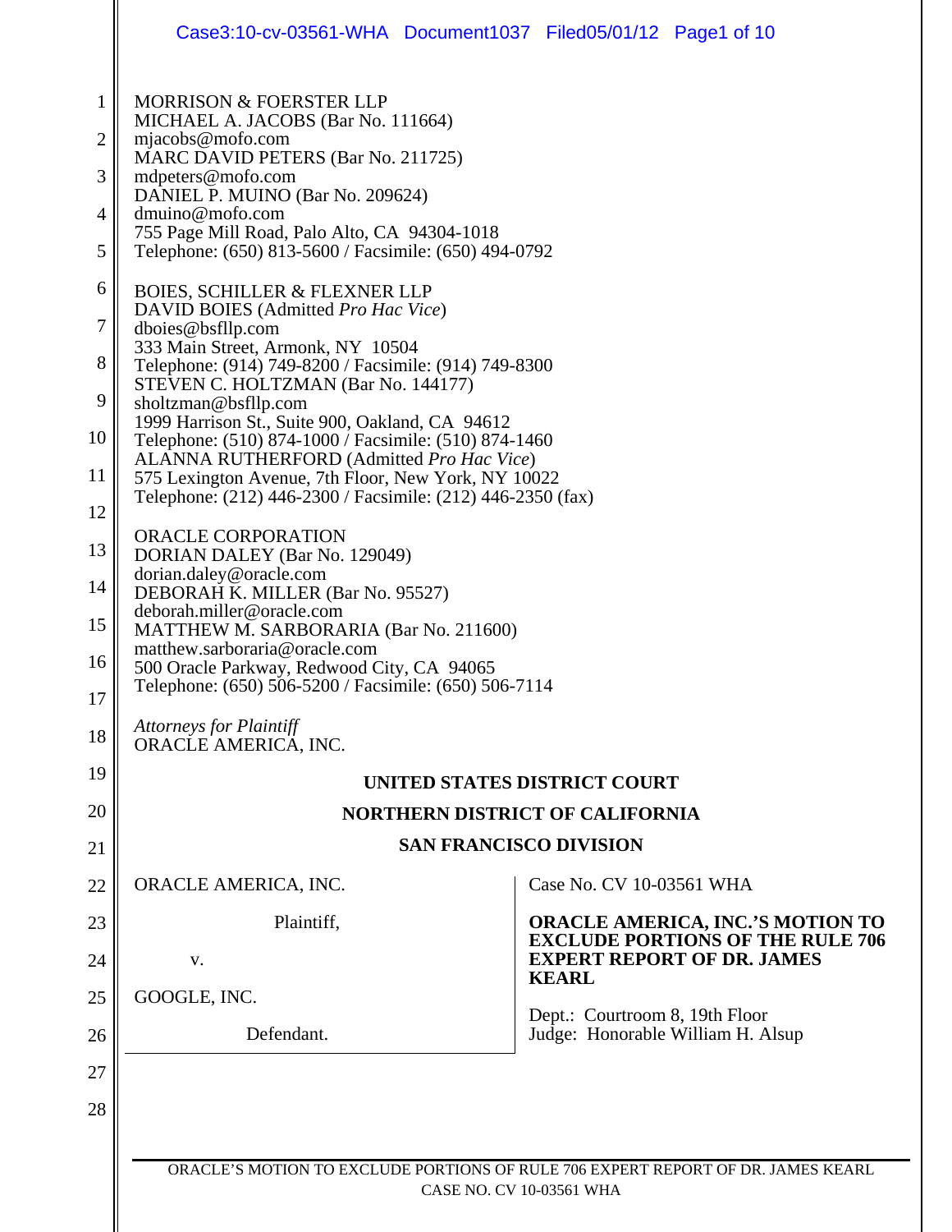MORRISON & FOERSTER LLP
MICHAEL A. JACOBS (Bar No. 111664)
mjacobs@mofo.com
MARC DAVID PETERS (Bar No. 211725)
mdpeters@mofo.com
DANIEL P. MUINO (Bar No. 209624)
dmuino@mofo.com
755 Page Mill Road, Palo Alto, CA 94304-1018
Telephone: (650) 813-5600 / Facsimile: (650) 494-0792

BOIES, SCHILLER & FLEXNER LLP
DAVID BOIES (Admitted *Pro Hac Vice*)
dboies@bsfllp.com
333 Main Street, Armonk, NY 10504
Telephone: (914) 749-8200 / Facsimile: (914) 749-8300
STEVEN C. HOLTZMAN (Bar No. 144177)
sholtzman@bsfllp.com
1999 Harrison St., Suite 900, Oakland, CA 94612
Telephone: (510) 874-1000 / Facsimile: (510) 874-1460
ALANNA RUTHERFORD (Admitted *Pro Hac Vice*)
575 Lexington Avenue, 7th Floor, New York, NY 10022
Telephone: (212) 446-2300 / Facsimile: (212) 446-2350 (fax)

ORACLE CORPORATION
DORIAN DALEY (Bar No. 129049)
dorian.daley@oracle.com
DEBORAH K. MILLER (Bar No. 95527)
deborah.miller@oracle.com
MATTHEW M. SARBORARIA (Bar No. 211600)
matthew.sarboraria@oracle.com
500 Oracle Parkway, Redwood City, CA 94065
Telephone: (650) 506-5200 / Facsimile: (650) 506-7114

*Attorneys for Plaintiff*
ORACLE AMERICA, INC.

**UNITED STATES DISTRICT COURT**

**NORTHERN DISTRICT OF CALIFORNIA**

**SAN FRANCISCO DIVISION**

ORACLE AMERICA, INC.

Plaintiff,

v.

GOOGLE, INC.

Defendant.

Case No. CV 10-03561 WHA

**ORACLE AMERICA, INC.'S MOTION TO EXCLUDE PORTIONS OF THE RULE 706 EXPERT REPORT OF DR. JAMES KEARL**

Dept.: Courtroom 8, 19th Floor
Judge: Honorable William H. Alsup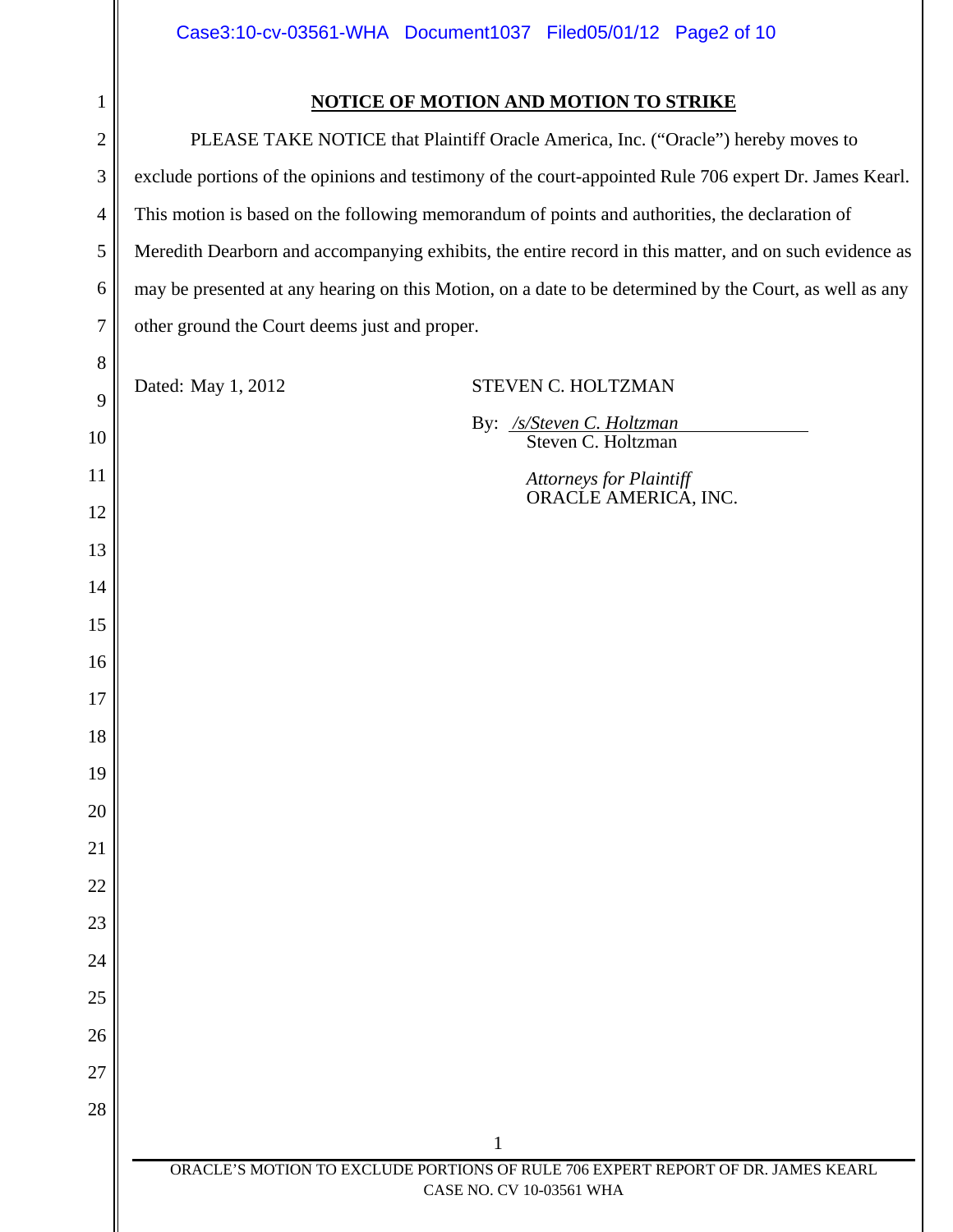**NOTICE OF MOTION AND MOTION TO STRIKE**

PLEASE TAKE NOTICE that Plaintiff Oracle America, Inc. ("Oracle") hereby moves to exclude portions of the opinions and testimony of the court-appointed Rule 706 expert Dr. James Kearl. This motion is based on the following memorandum of points and authorities, the declaration of Meredith Dearborn and accompanying exhibits, the entire record in this matter, and on such evidence as may be presented at any hearing on this Motion, on a date to be determined by the Court, as well as any other ground the Court deems just and proper.

Dated: May 1, 2012

STEVEN C. HOLTZMAN

By: */s/Steven C. Holtzman*
Steven C. Holtzman

*Attorneys for Plaintiff*
ORACLE AMERICA, INC.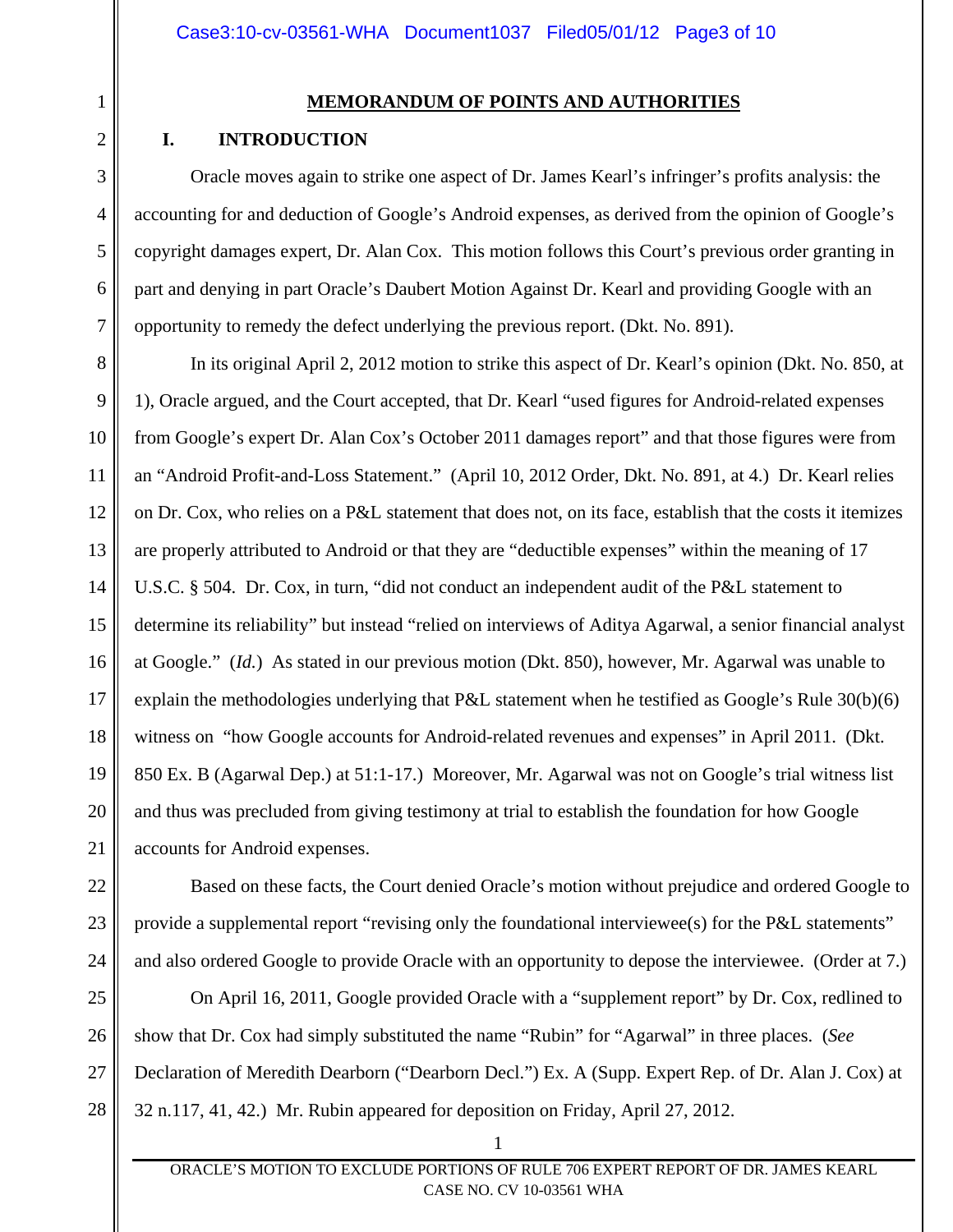## MEMORANDUM OF POINTS AND AUTHORITIES

### I. INTRODUCTION

Oracle moves again to strike one aspect of Dr. James Kearl's infringer's profits analysis: the accounting for and deduction of Google's Android expenses, as derived from the opinion of Google's copyright damages expert, Dr. Alan Cox. This motion follows this Court's previous order granting in part and denying in part Oracle's Daubert Motion Against Dr. Kearl and providing Google with an opportunity to remedy the defect underlying the previous report. (Dkt. No. 891).

In its original April 2, 2012 motion to strike this aspect of Dr. Kearl's opinion (Dkt. No. 850, at 1), Oracle argued, and the Court accepted, that Dr. Kearl "used figures for Android-related expenses from Google's expert Dr. Alan Cox's October 2011 damages report" and that those figures were from an "Android Profit-and-Loss Statement." (April 10, 2012 Order, Dkt. No. 891, at 4.) Dr. Kearl relies on Dr. Cox, who relies on a P&L statement that does not, on its face, establish that the costs it itemizes are properly attributed to Android or that they are "deductible expenses" within the meaning of 17 U.S.C. § 504. Dr. Cox, in turn, "did not conduct an independent audit of the P&L statement to determine its reliability" but instead "relied on interviews of Aditya Agarwal, a senior financial analyst at Google." (*Id.*) As stated in our previous motion (Dkt. 850), however, Mr. Agarwal was unable to explain the methodologies underlying that P&L statement when he testified as Google's Rule 30(b)(6) witness on "how Google accounts for Android-related revenues and expenses" in April 2011. (Dkt. 850 Ex. B (Agarwal Dep.) at 51:1-17.) Moreover, Mr. Agarwal was not on Google's trial witness list and thus was precluded from giving testimony at trial to establish the foundation for how Google accounts for Android expenses.

Based on these facts, the Court denied Oracle's motion without prejudice and ordered Google to provide a supplemental report "revising only the foundational interviewee(s) for the P&L statements" and also ordered Google to provide Oracle with an opportunity to depose the interviewee. (Order at 7.)

On April 16, 2011, Google provided Oracle with a "supplement report" by Dr. Cox, redlined to show that Dr. Cox had simply substituted the name "Rubin" for "Agarwal" in three places. (*See* Declaration of Meredith Dearborn ("Dearborn Decl.") Ex. A (Supp. Expert Rep. of Dr. Alan J. Cox) at 32 n.117, 41, 42.) Mr. Rubin appeared for deposition on Friday, April 27, 2012.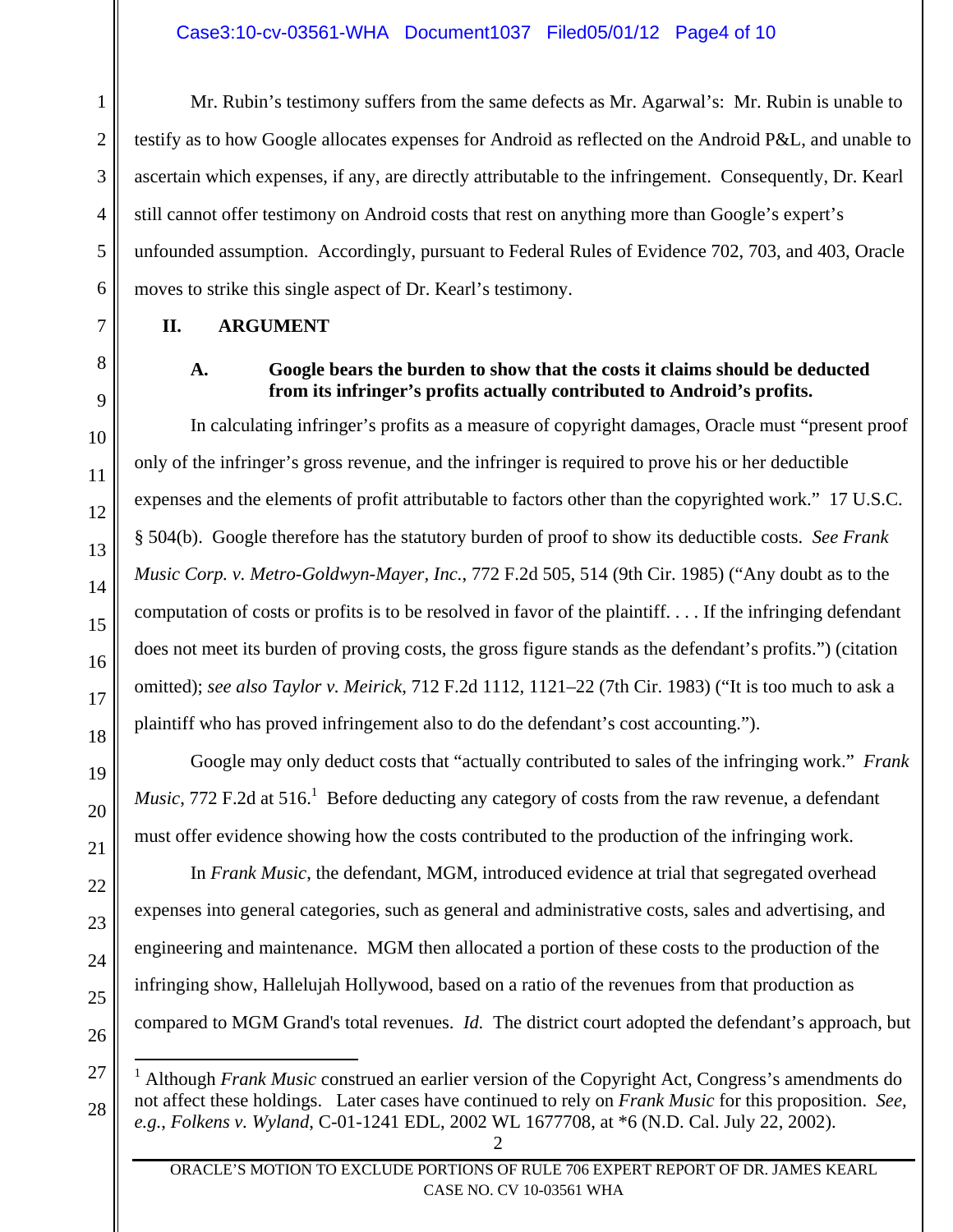Mr. Rubin's testimony suffers from the same defects as Mr. Agarwal's: Mr. Rubin is unable to testify as to how Google allocates expenses for Android as reflected on the Android P&L, and unable to ascertain which expenses, if any, are directly attributable to the infringement. Consequently, Dr. Kearl still cannot offer testimony on Android costs that rest on anything more than Google's expert's unfounded assumption. Accordingly, pursuant to Federal Rules of Evidence 702, 703, and 403, Oracle moves to strike this single aspect of Dr. Kearl's testimony.

## II. ARGUMENT

### A. Google bears the burden to show that the costs it claims should be deducted from its infringer's profits actually contributed to Android's profits.

In calculating infringer's profits as a measure of copyright damages, Oracle must "present proof only of the infringer's gross revenue, and the infringer is required to prove his or her deductible expenses and the elements of profit attributable to factors other than the copyrighted work." 17 U.S.C. § 504(b). Google therefore has the statutory burden of proof to show its deductible costs. *See Frank Music Corp. v. Metro-Goldwyn-Mayer, Inc.*, 772 F.2d 505, 514 (9th Cir. 1985) ("Any doubt as to the computation of costs or profits is to be resolved in favor of the plaintiff. . . . If the infringing defendant does not meet its burden of proving costs, the gross figure stands as the defendant's profits.") (citation omitted); *see also Taylor v. Meirick*, 712 F.2d 1112, 1121–22 (7th Cir. 1983) ("It is too much to ask a plaintiff who has proved infringement also to do the defendant's cost accounting.").

Google may only deduct costs that "actually contributed to sales of the infringing work." *Frank Music*, 772 F.2d at 516.[1] Before deducting any category of costs from the raw revenue, a defendant must offer evidence showing how the costs contributed to the production of the infringing work.

In *Frank Music*, the defendant, MGM, introduced evidence at trial that segregated overhead expenses into general categories, such as general and administrative costs, sales and advertising, and engineering and maintenance. MGM then allocated a portion of these costs to the production of the infringing show, Hallelujah Hollywood, based on a ratio of the revenues from that production as compared to MGM Grand's total revenues. *Id.* The district court adopted the defendant's approach, but

---

[1] Although *Frank Music* construed an earlier version of the Copyright Act, Congress's amendments do not affect these holdings. Later cases have continued to rely on *Frank Music* for this proposition. *See, e.g.*, *Folkens v. Wyland*, C-01-1241 EDL, 2002 WL 1677708, at *6 (N.D. Cal. July 22, 2002).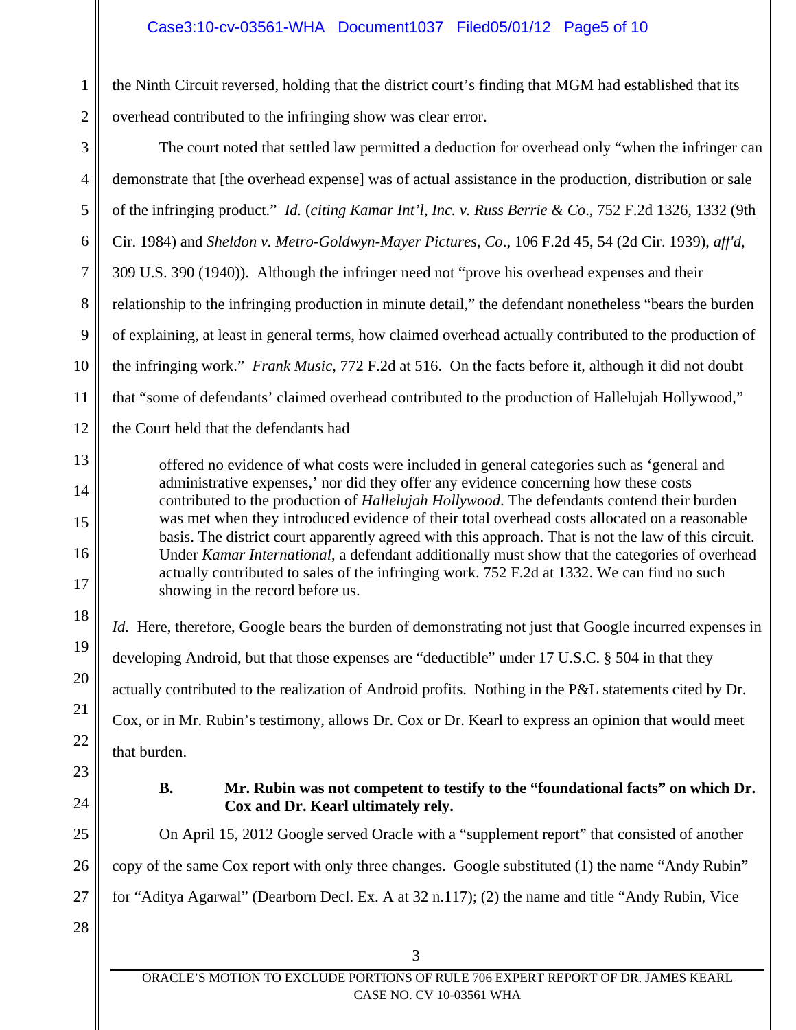the Ninth Circuit reversed, holding that the district court's finding that MGM had established that its overhead contributed to the infringing show was clear error.

The court noted that settled law permitted a deduction for overhead only "when the infringer can demonstrate that [the overhead expense] was of actual assistance in the production, distribution or sale of the infringing product." *Id.* (*citing Kamar Int'l, Inc. v. Russ Berrie & Co*., 752 F.2d 1326, 1332 (9th Cir. 1984) and *Sheldon v. Metro-Goldwyn-Mayer Pictures, Co*., 106 F.2d 45, 54 (2d Cir. 1939), *aff'd*, 309 U.S. 390 (1940)). Although the infringer need not "prove his overhead expenses and their relationship to the infringing production in minute detail," the defendant nonetheless "bears the burden of explaining, at least in general terms, how claimed overhead actually contributed to the production of the infringing work." *Frank Music*, 772 F.2d at 516. On the facts before it, although it did not doubt that "some of defendants' claimed overhead contributed to the production of Hallelujah Hollywood," the Court held that the defendants had

> offered no evidence of what costs were included in general categories such as 'general and administrative expenses,' nor did they offer any evidence concerning how these costs contributed to the production of *Hallelujah Hollywood*. The defendants contend their burden was met when they introduced evidence of their total overhead costs allocated on a reasonable basis. The district court apparently agreed with this approach. That is not the law of this circuit. Under *Kamar International*, a defendant additionally must show that the categories of overhead actually contributed to sales of the infringing work. 752 F.2d at 1332. We can find no such showing in the record before us.

*Id.* Here, therefore, Google bears the burden of demonstrating not just that Google incurred expenses in developing Android, but that those expenses are "deductible" under 17 U.S.C. § 504 in that they actually contributed to the realization of Android profits. Nothing in the P&L statements cited by Dr. Cox, or in Mr. Rubin's testimony, allows Dr. Cox or Dr. Kearl to express an opinion that would meet that burden.

**B. Mr. Rubin was not competent to testify to the "foundational facts" on which Dr. Cox and Dr. Kearl ultimately rely.**

On April 15, 2012 Google served Oracle with a "supplement report" that consisted of another copy of the same Cox report with only three changes. Google substituted (1) the name "Andy Rubin" for "Aditya Agarwal" (Dearborn Decl. Ex. A at 32 n.117); (2) the name and title "Andy Rubin, Vice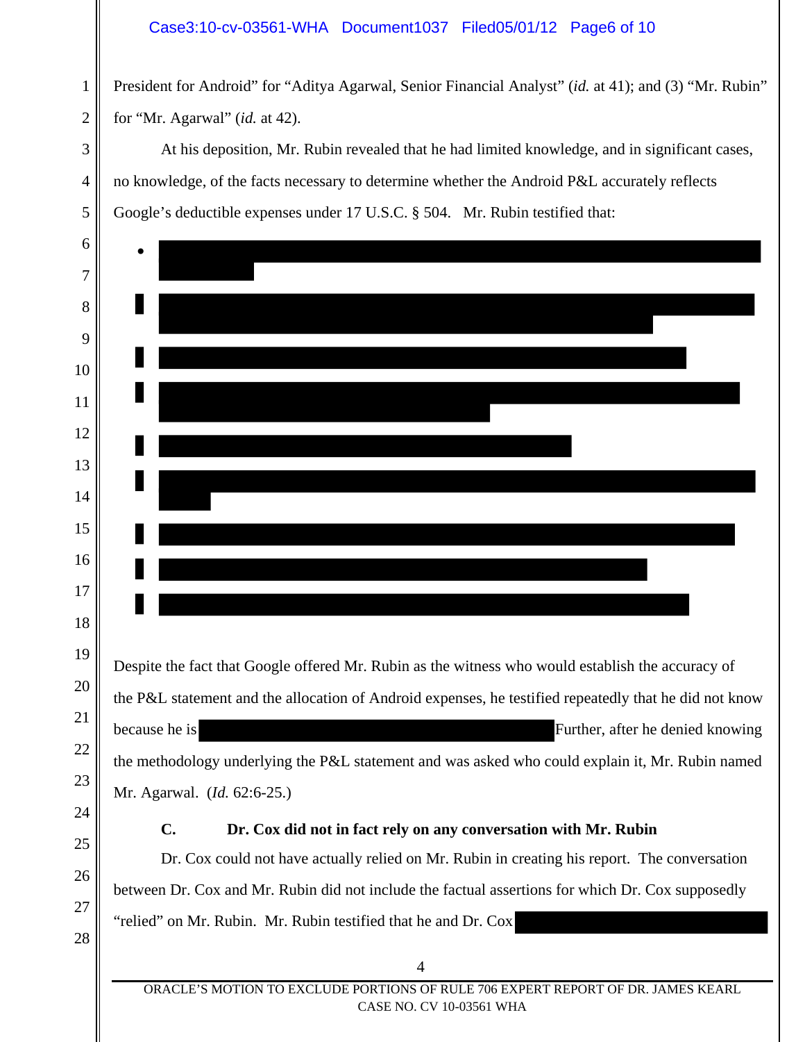President for Android" for "Aditya Agarwal, Senior Financial Analyst" (*id.* at 41); and (3) "Mr. Rubin" for "Mr. Agarwal" (*id.* at 42).

At his deposition, Mr. Rubin revealed that he had limited knowledge, and in significant cases, no knowledge, of the facts necessary to determine whether the Android P&L accurately reflects Google's deductible expenses under 17 U.S.C. § 504. Mr. Rubin testified that:

- [REDACTED]
- [REDACTED]
- [REDACTED]
- [REDACTED]
- [REDACTED]
- [REDACTED]
- [REDACTED]
- [REDACTED]
- [REDACTED]

Despite the fact that Google offered Mr. Rubin as the witness who would establish the accuracy of the P&L statement and the allocation of Android expenses, he testified repeatedly that he did not know because he is [REDACTED] Further, after he denied knowing the methodology underlying the P&L statement and was asked who could explain it, Mr. Rubin named Mr. Agarwal. (*Id.* 62:6-25.)

**C. Dr. Cox did not in fact rely on any conversation with Mr. Rubin**

Dr. Cox could not have actually relied on Mr. Rubin in creating his report. The conversation between Dr. Cox and Mr. Rubin did not include the factual assertions for which Dr. Cox supposedly "relied" on Mr. Rubin. Mr. Rubin testified that he and Dr. Cox [REDACTED]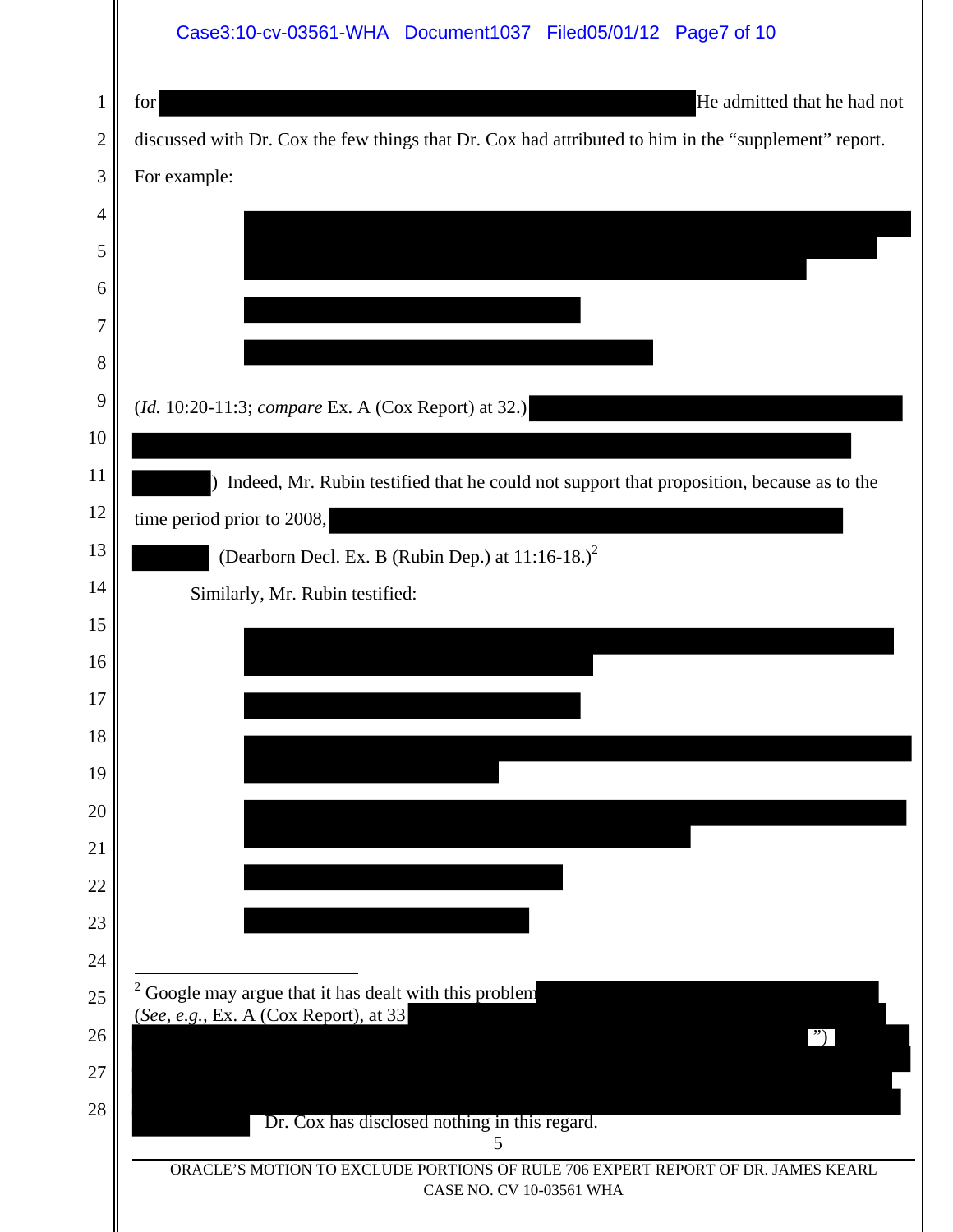for [REDACTED] He admitted that he had not discussed with Dr. Cox the few things that Dr. Cox had attributed to him in the "supplement" report. For example:

> [REDACTED]

(*Id.* 10:20-11:3; *compare* Ex. A (Cox Report) at 32.) [REDACTED]) Indeed, Mr. Rubin testified that he could not support that proposition, because as to the time period prior to 2008, [REDACTED] (Dearborn Decl. Ex. B (Rubin Dep.) at 11:16-18.)[2]

Similarly, Mr. Rubin testified:

> [REDACTED]

---

[2] Google may argue that it has dealt with this problem [REDACTED] (*See, e.g.*, Ex. A (Cox Report), at 33 [REDACTED] ") [REDACTED] Dr. Cox has disclosed nothing in this regard.

ORACLE'S MOTION TO EXCLUDE PORTIONS OF RULE 706 EXPERT REPORT OF DR. JAMES KEARL
CASE NO. CV 10-03561 WHA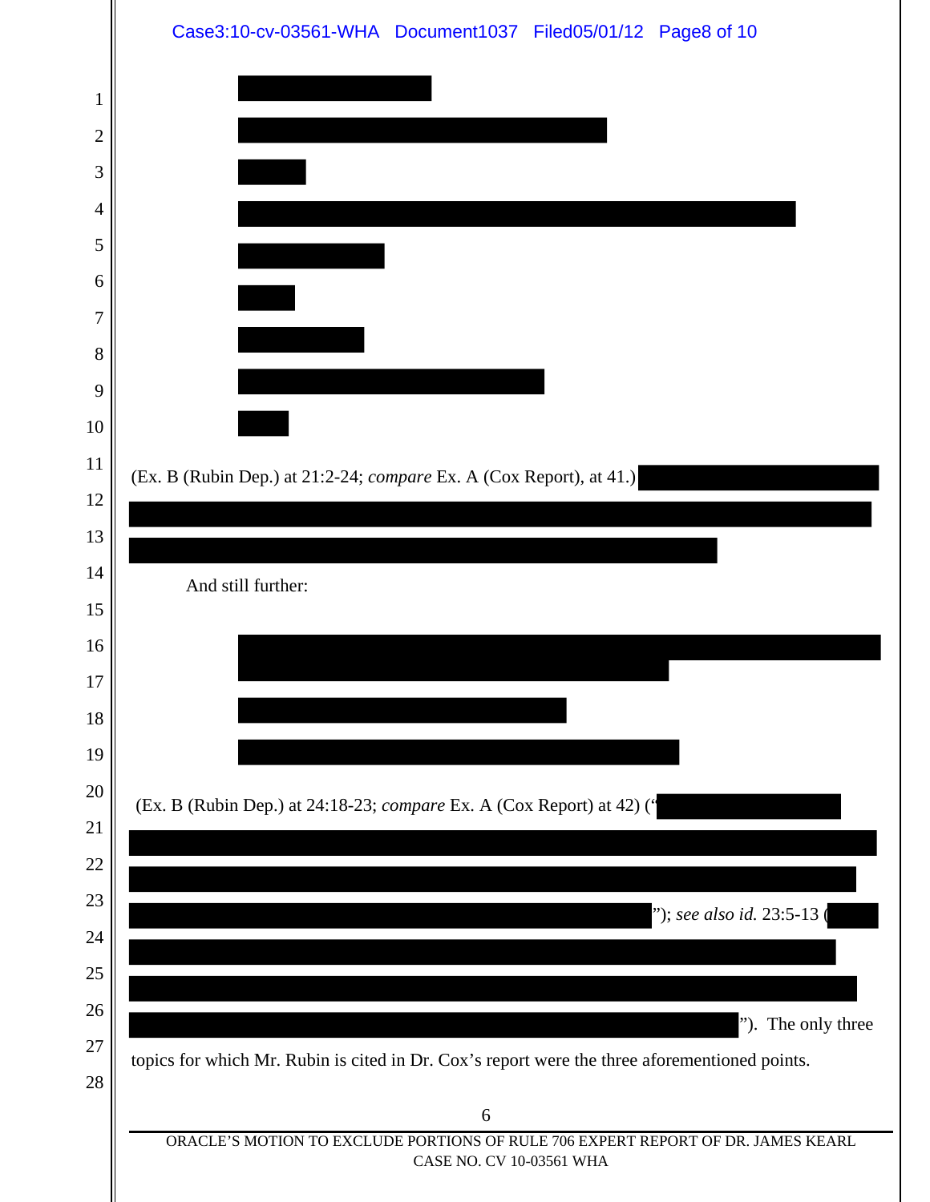(Ex. B (Rubin Dep.) at 21:2-24; *compare* Ex. A (Cox Report), at 41.)

And still further:

(Ex. B (Rubin Dep.) at 24:18-23; *compare* Ex. A (Cox Report) at 42) ("

"); *see also id.* 23:5-13 (

"). The only three topics for which Mr. Rubin is cited in Dr. Cox's report were the three aforementioned points.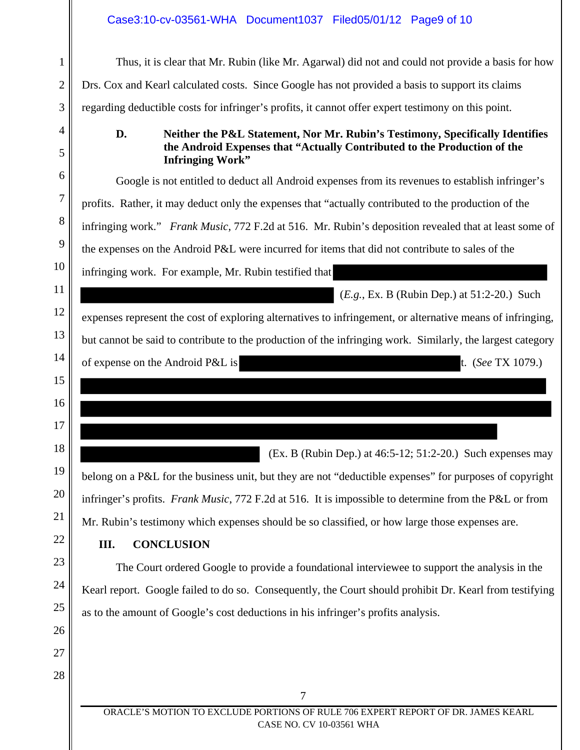Thus, it is clear that Mr. Rubin (like Mr. Agarwal) did not and could not provide a basis for how Drs. Cox and Kearl calculated costs. Since Google has not provided a basis to support its claims regarding deductible costs for infringer's profits, it cannot offer expert testimony on this point.

**D. Neither the P&L Statement, Nor Mr. Rubin's Testimony, Specifically Identifies the Android Expenses that "Actually Contributed to the Production of the Infringing Work"**

Google is not entitled to deduct all Android expenses from its revenues to establish infringer's profits. Rather, it may deduct only the expenses that "actually contributed to the production of the infringing work." *Frank Music*, 772 F.2d at 516. Mr. Rubin's deposition revealed that at least some of the expenses on the Android P&L were incurred for items that did not contribute to sales of the infringing work. For example, Mr. Rubin testified that [REDACTED] (*E.g.*, Ex. B (Rubin Dep.) at 51:2-20.) Such expenses represent the cost of exploring alternatives to infringement, or alternative means of infringing, but cannot be said to contribute to the production of the infringing work. Similarly, the largest category of expense on the Android P&L is [REDACTED]t. (*See* TX 1079.) [REDACTED] (Ex. B (Rubin Dep.) at 46:5-12; 51:2-20.) Such expenses may belong on a P&L for the business unit, but they are not "deductible expenses" for purposes of copyright infringer's profits. *Frank Music*, 772 F.2d at 516. It is impossible to determine from the P&L or from Mr. Rubin's testimony which expenses should be so classified, or how large those expenses are.

## III. CONCLUSION

The Court ordered Google to provide a foundational interviewee to support the analysis in the Kearl report. Google failed to do so. Consequently, the Court should prohibit Dr. Kearl from testifying as to the amount of Google's cost deductions in his infringer's profits analysis.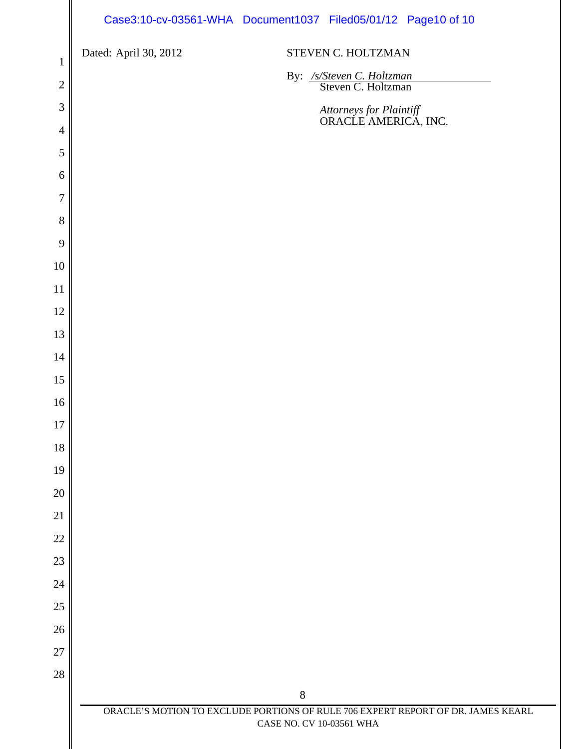Dated: April 30, 2012

STEVEN C. HOLTZMAN

By: */s/Steven C. Holtzman*
Steven C. Holtzman

*Attorneys for Plaintiff*
ORACLE AMERICA, INC.